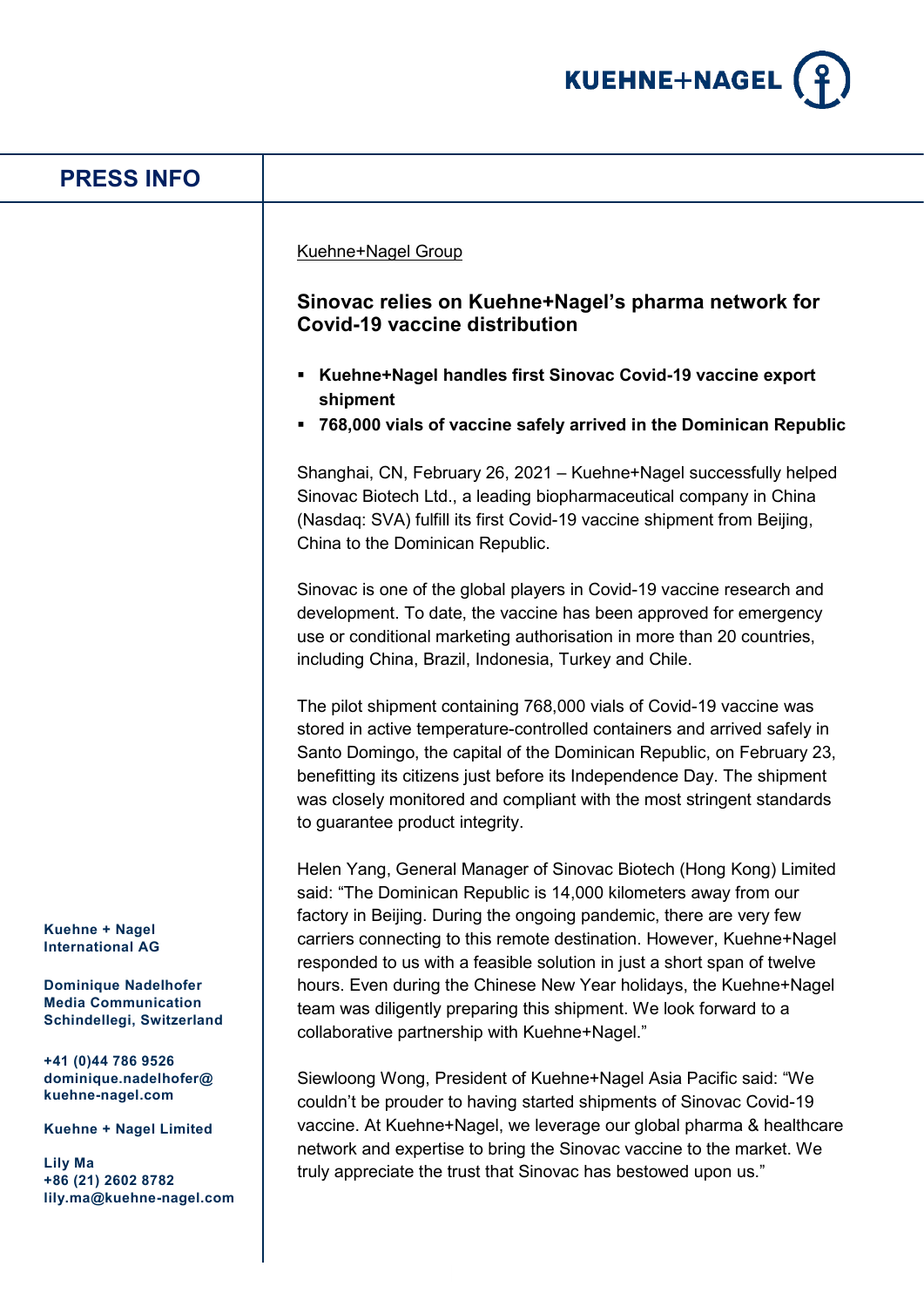# PRESS INFO

Kuehne+Nagel Group

## Sinovac relies on Kuehne+Nagel's pharma network for Covid-19 vaccine distribution

- **Kuehne+Nagel handles first Sinovac Covid-19 vaccine export shipment**
- **768,000 vials of vaccine safely arrived in the Dominican Republic**

Shanghai, CN, February 26, 2021 – Kuehne+Nagel successfully helped Sinovac Biotech Ltd., a leading biopharmaceutical company in China (Nasdaq: SVA) fulfill its first Covid-19 vaccine shipment from Beijing, China to the Dominican Republic.

Sinovac is one of the global players in Covid-19 vaccine research and development. To date, the vaccine has been approved for emergency use or conditional marketing authorisation in more than 20 countries, including China, Brazil, Indonesia, Turkey and Chile.

The pilot shipment containing 768,000 vials of Covid-19 vaccine was stored in active temperature-controlled containers and arrived safely in Santo Domingo, the capital of the Dominican Republic, on February 23, benefitting its citizens just before its Independence Day. The shipment was closely monitored and compliant with the most stringent standards to guarantee product integrity.

Helen Yang, General Manager of Sinovac Biotech (Hong Kong) Limited said: "The Dominican Republic is 14,000 kilometers away from our factory in Beijing. During the ongoing pandemic, there are very few carriers connecting to this remote destination. However, Kuehne+Nagel responded to us with a feasible solution in just a short span of twelve hours. Even during the Chinese New Year holidays, the Kuehne+Nagel team was diligently preparing this shipment. We look forward to a collaborative partnership with Kuehne+Nagel."

Siewloong Wong, President of Kuehne+Nagel Asia Pacific said: "We couldn't be prouder to having started shipments of Sinovac Covid-19 vaccine. At Kuehne+Nagel, we leverage our global pharma & healthcare network and expertise to bring the Sinovac vaccine to the market. We truly appreciate the trust that Sinovac has bestowed upon us."

**Kuehne + Nagel International AG**

**Dominique Nadelhofer**
**Media Communication**
**Schindellegi, Switzerland**

**+41 (0)44 786 9526**
**dominique.nadelhofer@kuehne-nagel.com**

**Kuehne + Nagel Limited**

**Lily Ma**
**+86 (21) 2602 8782**
**lily.ma@kuehne-nagel.com**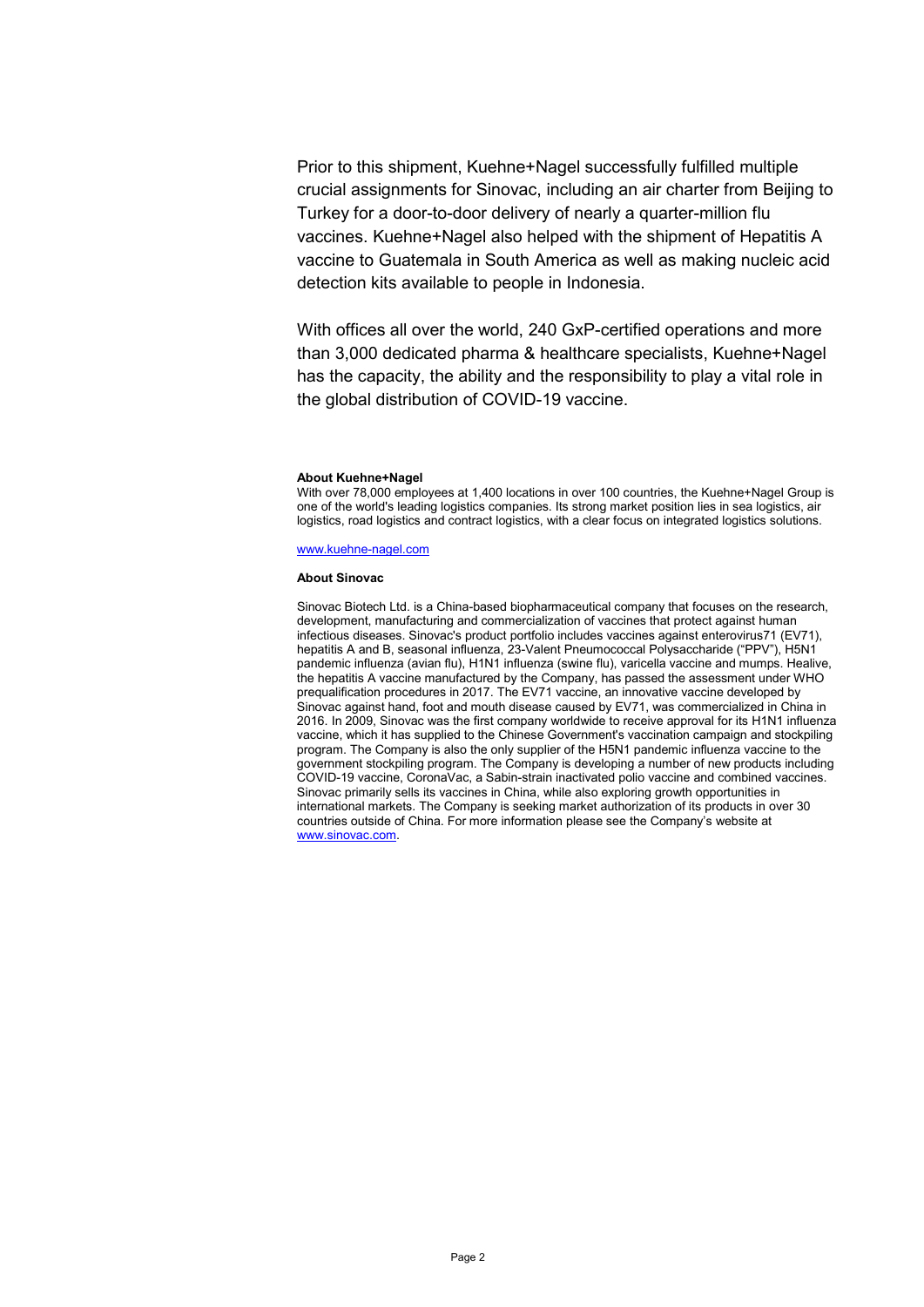Prior to this shipment, Kuehne+Nagel successfully fulfilled multiple crucial assignments for Sinovac, including an air charter from Beijing to Turkey for a door-to-door delivery of nearly a quarter-million flu vaccines. Kuehne+Nagel also helped with the shipment of Hepatitis A vaccine to Guatemala in South America as well as making nucleic acid detection kits available to people in Indonesia.

With offices all over the world, 240 GxP-certified operations and more than 3,000 dedicated pharma & healthcare specialists, Kuehne+Nagel has the capacity, the ability and the responsibility to play a vital role in the global distribution of COVID-19 vaccine.

**About Kuehne+Nagel**

With over 78,000 employees at 1,400 locations in over 100 countries, the Kuehne+Nagel Group is one of the world's leading logistics companies. Its strong market position lies in sea logistics, air logistics, road logistics and contract logistics, with a clear focus on integrated logistics solutions.

www.kuehne-nagel.com

**About Sinovac**

Sinovac Biotech Ltd. is a China-based biopharmaceutical company that focuses on the research, development, manufacturing and commercialization of vaccines that protect against human infectious diseases. Sinovac's product portfolio includes vaccines against enterovirus71 (EV71), hepatitis A and B, seasonal influenza, 23-Valent Pneumococcal Polysaccharide ("PPV"), H5N1 pandemic influenza (avian flu), H1N1 influenza (swine flu), varicella vaccine and mumps. Healive, the hepatitis A vaccine manufactured by the Company, has passed the assessment under WHO prequalification procedures in 2017. The EV71 vaccine, an innovative vaccine developed by Sinovac against hand, foot and mouth disease caused by EV71, was commercialized in China in 2016. In 2009, Sinovac was the first company worldwide to receive approval for its H1N1 influenza vaccine, which it has supplied to the Chinese Government's vaccination campaign and stockpiling program. The Company is also the only supplier of the H5N1 pandemic influenza vaccine to the government stockpiling program. The Company is developing a number of new products including COVID-19 vaccine, CoronaVac, a Sabin-strain inactivated polio vaccine and combined vaccines. Sinovac primarily sells its vaccines in China, while also exploring growth opportunities in international markets. The Company is seeking market authorization of its products in over 30 countries outside of China. For more information please see the Company's website at www.sinovac.com.